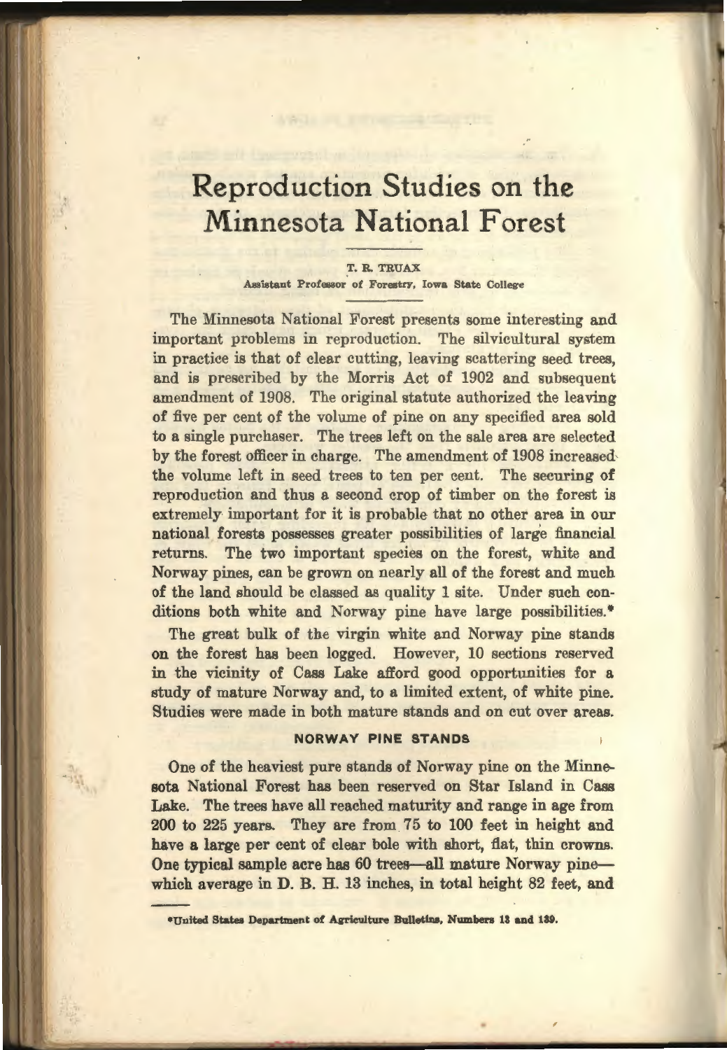# Reproduction Studies on the Minnesota National Forest

T. R. TRUAX

Assistant Professor of Forestry, Iowa State College

The Minnesota National Forest presents some interesting and important problems in reproduction. The silvicultural system in practice is that of clear cutting, leaving scattering seed trees, and is prescribed by the Morris Act of 1902 and subsequent amendment of 1908. The original statute authorized the leaving of five per cent of the volume of pine on any specified area sold to a single purchaser. The trees left on the sale area are selected by the forest officer in charge. The amendment of 1908 increased the volume left in seed trees to ten per cent. The securing of reproduction and thus a second crop of timber on the forest is extremely important for it is probable that no other area in our national forests possesses greater possibilities of large financial returns. The two important species on the forest, white and Norway pines, can be grown on nearly all of the forest and much of the land should be classed as quality 1 site. Under such conditions both white and Norway pine have large possibilities.*

The great bulk of the virgin white and Norway pine stands on the forest has been logged. However, 10 sections reserved in the vicinity of Cass Lake afford good opportunities for a study of mature Norway and, to a limited extent, of white pine. Studies were made in both mature stands and on cut over areas.

## NORWAY PINE STANDS

One of the heaviest pure stands of Norway pine on the Minnesota National Forest has been reserved on Star Island in Cass Lake. The trees have all reached maturity and range in age from 200 to 225 years. They are from 75 to 100 feet in height and have a large per cent of clear bole with short, flat, thin crowns. One typical sample acre has 60 trees—all mature Norway pine—which average in D. B. H. 13 inches, in total height 82 feet, and

*United States Department of Agriculture Bulletins, Numbers 13 and 139.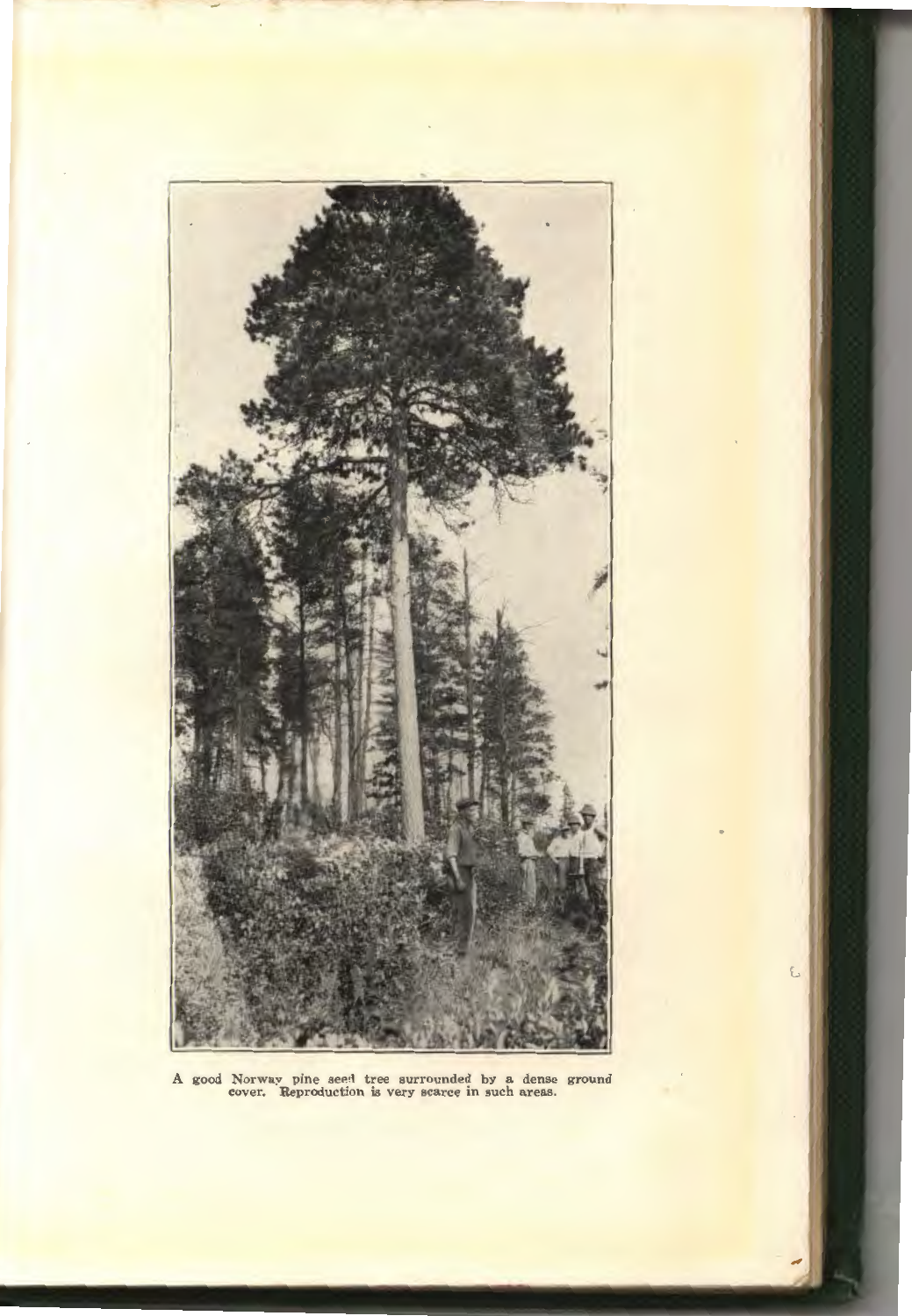A good Norway pine seed tree surrounded by a dense ground cover. Reproduction is very scarce in such areas.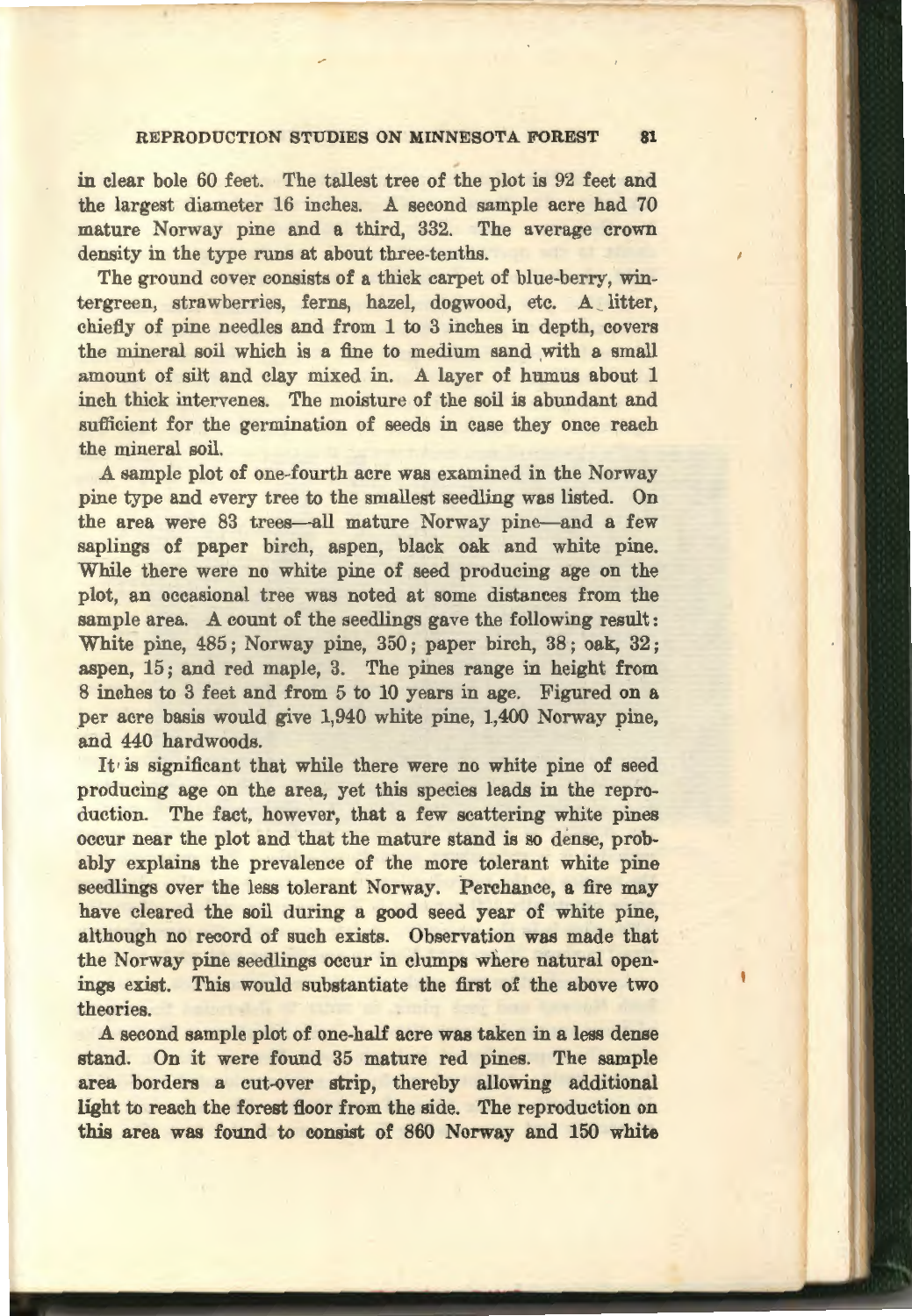in clear bole 60 feet. The tallest tree of the plot is 92 feet and the largest diameter 16 inches. A second sample acre had 70 mature Norway pine and a third, 332. The average crown density in the type runs at about three-tenths.

The ground cover consists of a thick carpet of blue-berry, wintergreen, strawberries, ferns, hazel, dogwood, etc. A litter, chiefly of pine needles and from 1 to 3 inches in depth, covers the mineral soil which is a fine to medium sand with a small amount of silt and clay mixed in. A layer of humus about 1 inch thick intervenes. The moisture of the soil is abundant and sufficient for the germination of seeds in case they once reach the mineral soil.

A sample plot of one-fourth acre was examined in the Norway pine type and every tree to the smallest seedling was listed. On the area were 83 trees—all mature Norway pine—and a few saplings of paper birch, aspen, black oak and white pine. While there were no white pine of seed producing age on the plot, an occasional tree was noted at some distances from the sample area. A count of the seedlings gave the following result: White pine, 485; Norway pine, 350; paper birch, 38; oak, 32; aspen, 15; and red maple, 3. The pines range in height from 8 inches to 3 feet and from 5 to 10 years in age. Figured on a per acre basis would give 1,940 white pine, 1,400 Norway pine, and 440 hardwoods.

It is significant that while there were no white pine of seed producing age on the area, yet this species leads in the reproduction. The fact, however, that a few scattering white pines occur near the plot and that the mature stand is so dense, probably explains the prevalence of the more tolerant white pine seedlings over the less tolerant Norway. Perchance, a fire may have cleared the soil during a good seed year of white pine, although no record of such exists. Observation was made that the Norway pine seedlings occur in clumps where natural openings exist. This would substantiate the first of the above two theories.

A second sample plot of one-half acre was taken in a less dense stand. On it were found 35 mature red pines. The sample area borders a cut-over strip, thereby allowing additional light to reach the forest floor from the side. The reproduction on this area was found to consist of 860 Norway and 150 white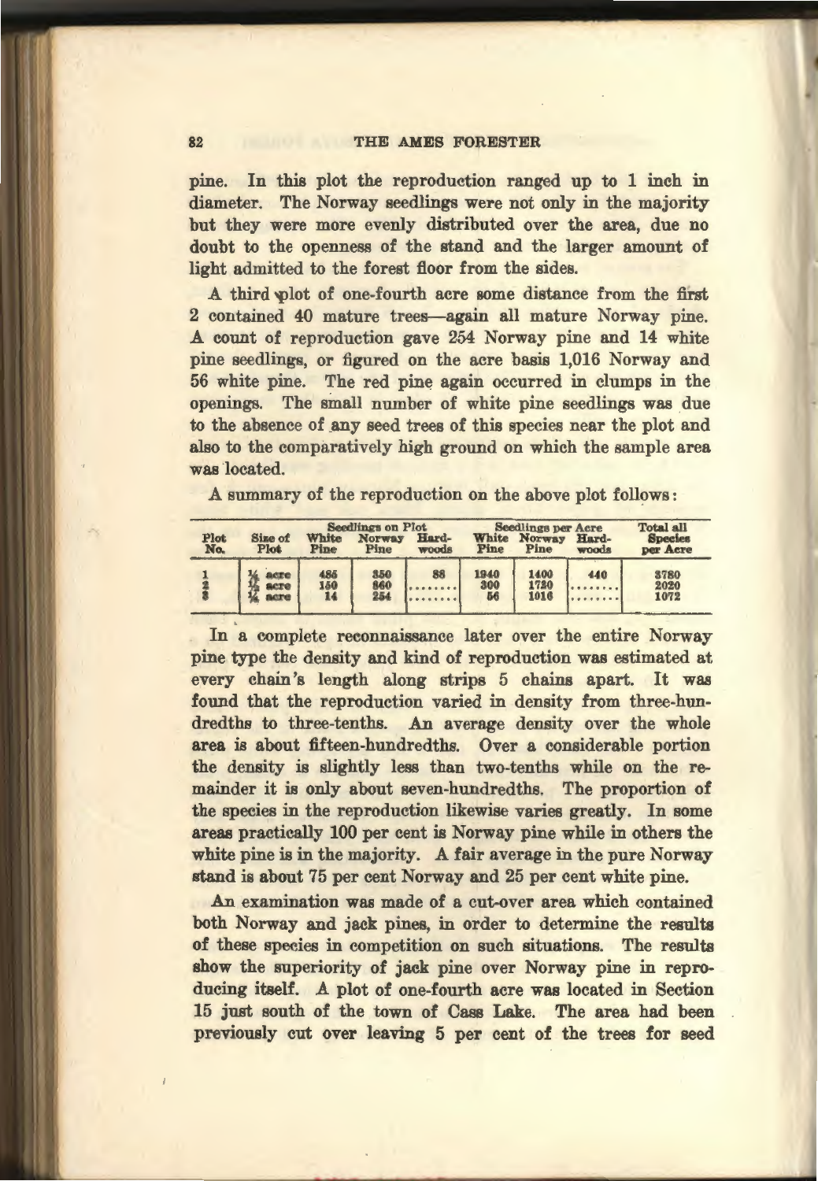pine. In this plot the reproduction ranged up to 1 inch in diameter. The Norway seedlings were not only in the majority but they were more evenly distributed over the area, due no doubt to the openness of the stand and the larger amount of light admitted to the forest floor from the sides.

A third plot of one-fourth acre some distance from the first 2 contained 40 mature trees—again all mature Norway pine. A count of reproduction gave 254 Norway pine and 14 white pine seedlings, or figured on the acre basis 1,016 Norway and 56 white pine. The red pine again occurred in clumps in the openings. The small number of white pine seedlings was due to the absence of any seed trees of this species near the plot and also to the comparatively high ground on which the sample area was located.

A summary of the reproduction on the above plot follows:

| Plot No. | Size of Plot | Seedlings on Plot | | | Seedlings per Acre | | | Total all Species per Acre |
|---|---|---|---|---|---|---|---|---|
| | | White Pine | Norway Pine | Hard-woods | White Pine | Norway Pine | Hard-woods | |
| 1 | ¼ acre | 485 | 350 | 88 | 1940 | 1400 | 440 | 3780 |
| 2 | ¼ acre | 150 | 860 | ........ | 300 | 1720 | ........ | 2020 |
| 3 | ¼ acre | 14 | 254 | ........ | 56 | 1016 | ........ | 1072 |

In a complete reconnaissance later over the entire Norway pine type the density and kind of reproduction was estimated at every chain's length along strips 5 chains apart. It was found that the reproduction varied in density from three-hundredths to three-tenths. An average density over the whole area is about fifteen-hundredths. Over a considerable portion the density is slightly less than two-tenths while on the remainder it is only about seven-hundredths. The proportion of the species in the reproduction likewise varies greatly. In some areas practically 100 per cent is Norway pine while in others the white pine is in the majority. A fair average in the pure Norway stand is about 75 per cent Norway and 25 per cent white pine.

An examination was made of a cut-over area which contained both Norway and jack pines, in order to determine the results of these species in competition on such situations. The results show the superiority of jack pine over Norway pine in reproducing itself. A plot of one-fourth acre was located in Section 15 just south of the town of Cass Lake. The area had been previously cut over leaving 5 per cent of the trees for seed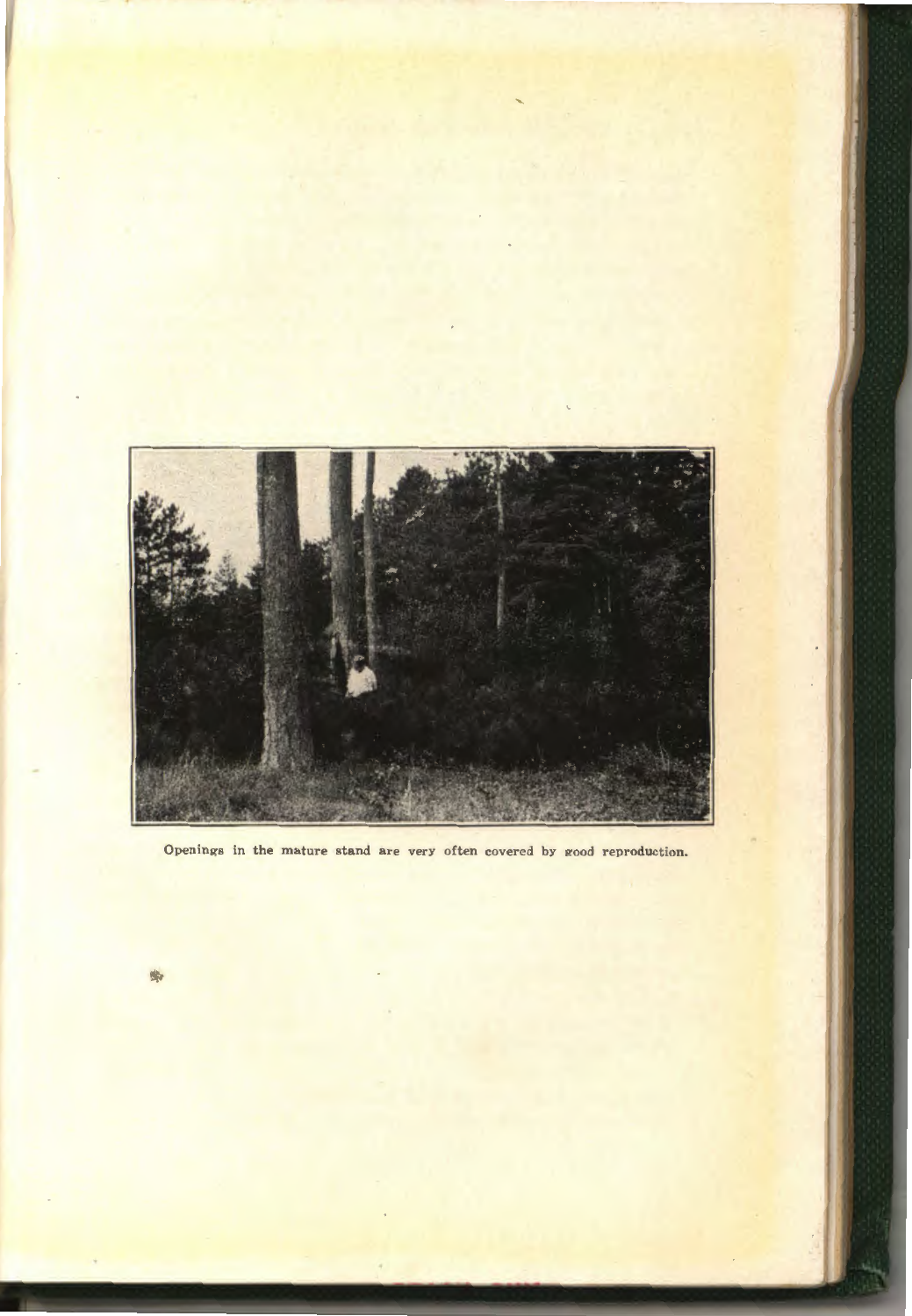Openings in the mature stand are very often covered by good reproduction.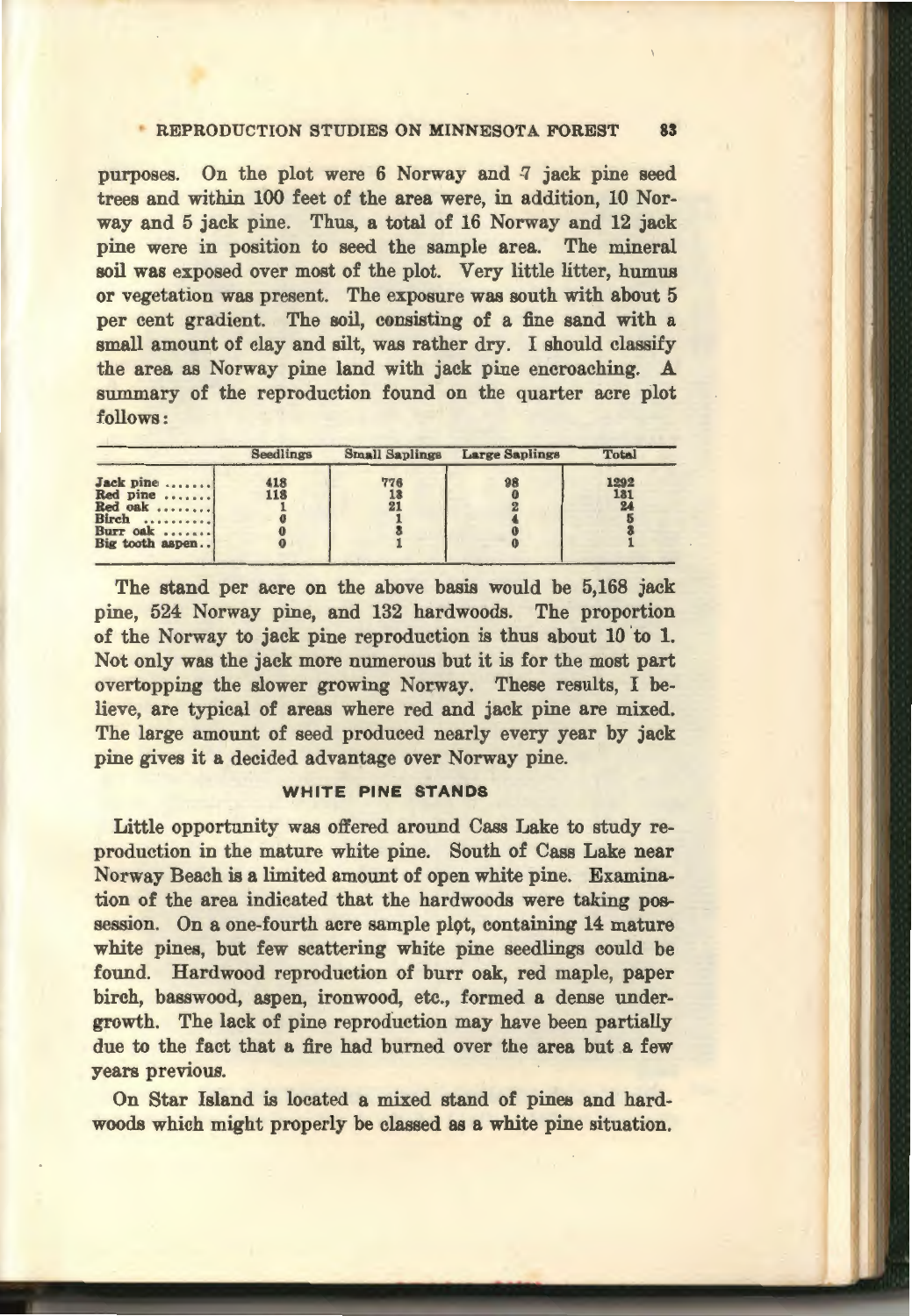purposes. On the plot were 6 Norway and 7 jack pine seed trees and within 100 feet of the area were, in addition, 10 Norway and 5 jack pine. Thus, a total of 16 Norway and 12 jack pine were in position to seed the sample area. The mineral soil was exposed over most of the plot. Very little litter, humus or vegetation was present. The exposure was south with about 5 per cent gradient. The soil, consisting of a fine sand with a small amount of clay and silt, was rather dry. I should classify the area as Norway pine land with jack pine encroaching. A summary of the reproduction found on the quarter acre plot follows:

| | Seedlings | Small Saplings | Large Saplings | Total |
|---|---|---|---|---|
| Jack pine ....... | 418 | 776 | 98 | 1292 |
| Red pine ....... | 118 | 13 | 0 | 131 |
| Red oak ........ | 1 | 21 | 2 | 24 |
| Birch .......... | 0 | 1 | 4 | 5 |
| Burr oak ....... | 0 | 3 | 0 | 3 |
| Big tooth aspen.. | 0 | 1 | 0 | 1 |

The stand per acre on the above basis would be 5,168 jack pine, 524 Norway pine, and 132 hardwoods. The proportion of the Norway to jack pine reproduction is thus about 10 to 1. Not only was the jack more numerous but it is for the most part overtopping the slower growing Norway. These results, I believe, are typical of areas where red and jack pine are mixed. The large amount of seed produced nearly every year by jack pine gives it a decided advantage over Norway pine.

## WHITE PINE STANDS

Little opportunity was offered around Cass Lake to study reproduction in the mature white pine. South of Cass Lake near Norway Beach is a limited amount of open white pine. Examination of the area indicated that the hardwoods were taking possession. On a one-fourth acre sample plot, containing 14 mature white pines, but few scattering white pine seedlings could be found. Hardwood reproduction of burr oak, red maple, paper birch, basswood, aspen, ironwood, etc., formed a dense undergrowth. The lack of pine reproduction may have been partially due to the fact that a fire had burned over the area but a few years previous.

On Star Island is located a mixed stand of pines and hardwoods which might properly be classed as a white pine situation.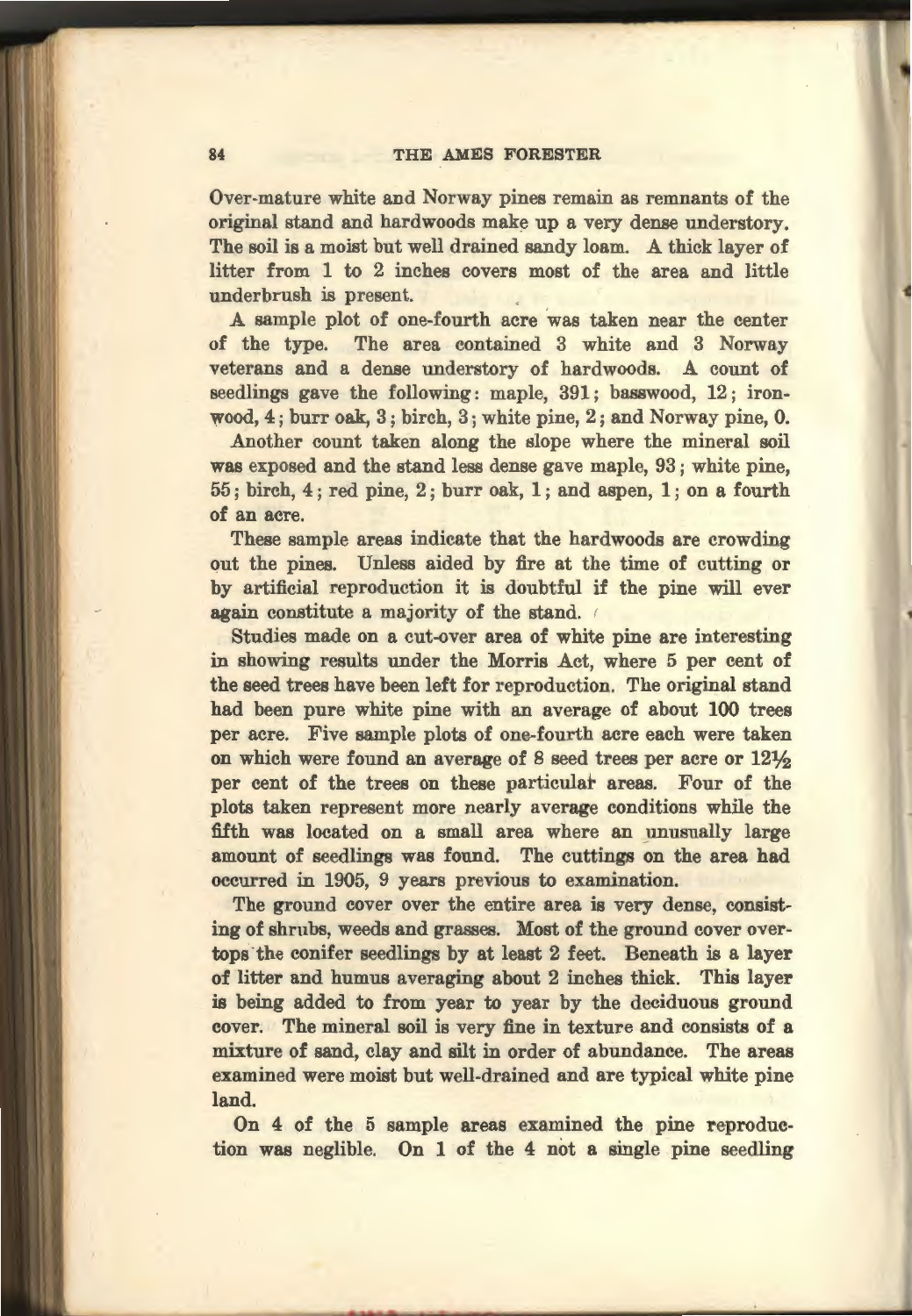Over-mature white and Norway pines remain as remnants of the original stand and hardwoods make up a very dense understory. The soil is a moist but well drained sandy loam. A thick layer of litter from 1 to 2 inches covers most of the area and little underbrush is present.

A sample plot of one-fourth acre was taken near the center of the type. The area contained 3 white and 3 Norway veterans and a dense understory of hardwoods. A count of seedlings gave the following: maple, 391; basswood, 12; ironwood, 4; burr oak, 3; birch, 3; white pine, 2; and Norway pine, 0.

Another count taken along the slope where the mineral soil was exposed and the stand less dense gave maple, 93; white pine, 55; birch, 4; red pine, 2; burr oak, 1; and aspen, 1; on a fourth of an acre.

These sample areas indicate that the hardwoods are crowding out the pines. Unless aided by fire at the time of cutting or by artificial reproduction it is doubtful if the pine will ever again constitute a majority of the stand.

Studies made on a cut-over area of white pine are interesting in showing results under the Morris Act, where 5 per cent of the seed trees have been left for reproduction. The original stand had been pure white pine with an average of about 100 trees per acre. Five sample plots of one-fourth acre each were taken on which were found an average of 8 seed trees per acre or 12½ per cent of the trees on these particular areas. Four of the plots taken represent more nearly average conditions while the fifth was located on a small area where an unusually large amount of seedlings was found. The cuttings on the area had occurred in 1905, 9 years previous to examination.

The ground cover over the entire area is very dense, consisting of shrubs, weeds and grasses. Most of the ground cover overtops the conifer seedlings by at least 2 feet. Beneath is a layer of litter and humus averaging about 2 inches thick. This layer is being added to from year to year by the deciduous ground cover. The mineral soil is very fine in texture and consists of a mixture of sand, clay and silt in order of abundance. The areas examined were moist but well-drained and are typical white pine land.

On 4 of the 5 sample areas examined the pine reproduction was neglible. On 1 of the 4 not a single pine seedling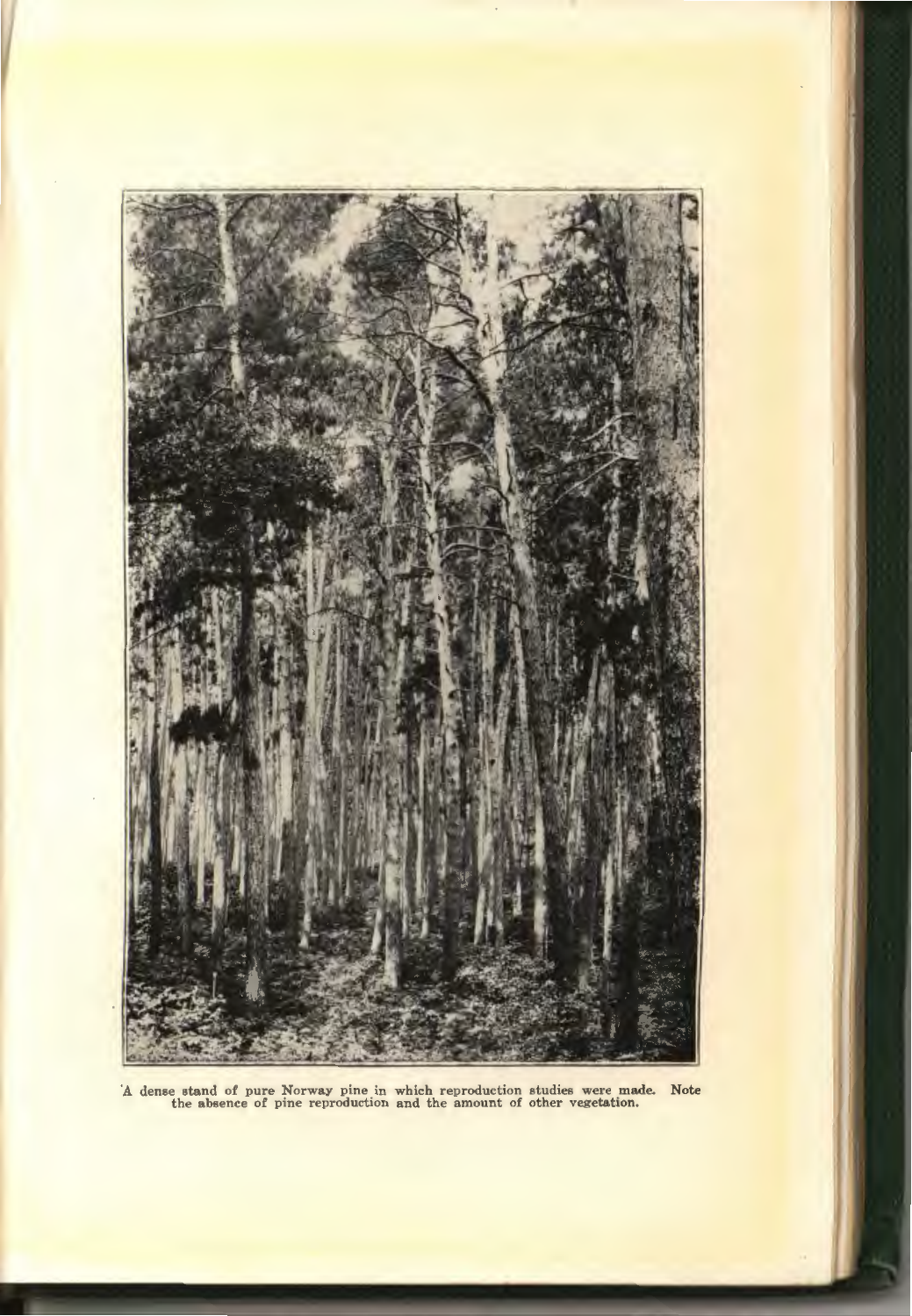A dense stand of pure Norway pine in which reproduction studies were made. Note the absence of pine reproduction and the amount of other vegetation.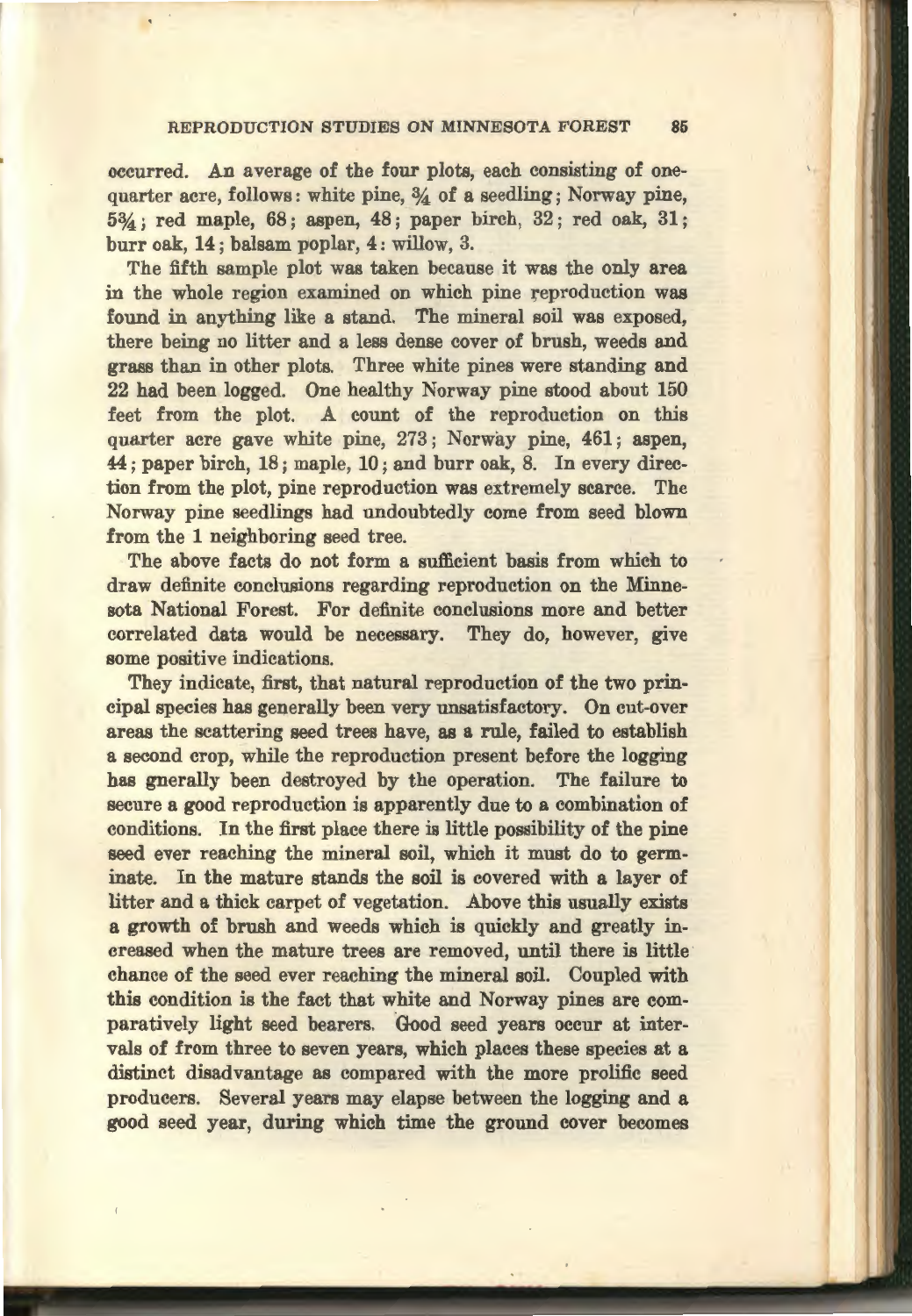occurred. An average of the four plots, each consisting of one-quarter acre, follows: white pine, ¾ of a seedling; Norway pine, 5¾; red maple, 68; aspen, 48; paper birch, 32; red oak, 31; burr oak, 14; balsam poplar, 4: willow, 3.

The fifth sample plot was taken because it was the only area in the whole region examined on which pine reproduction was found in anything like a stand. The mineral soil was exposed, there being no litter and a less dense cover of brush, weeds and grass than in other plots. Three white pines were standing and 22 had been logged. One healthy Norway pine stood about 150 feet from the plot. A count of the reproduction on this quarter acre gave white pine, 273; Norway pine, 461; aspen, 44; paper birch, 18; maple, 10; and burr oak, 8. In every direction from the plot, pine reproduction was extremely scarce. The Norway pine seedlings had undoubtedly come from seed blown from the 1 neighboring seed tree.

The above facts do not form a sufficient basis from which to draw definite conclusions regarding reproduction on the Minnesota National Forest. For definite conclusions more and better correlated data would be necessary. They do, however, give some positive indications.

They indicate, first, that natural reproduction of the two principal species has generally been very unsatisfactory. On cut-over areas the scattering seed trees have, as a rule, failed to establish a second crop, while the reproduction present before the logging has gnerally been destroyed by the operation. The failure to secure a good reproduction is apparently due to a combination of conditions. In the first place there is little possibility of the pine seed ever reaching the mineral soil, which it must do to germinate. In the mature stands the soil is covered with a layer of litter and a thick carpet of vegetation. Above this usually exists a growth of brush and weeds which is quickly and greatly increased when the mature trees are removed, until there is little chance of the seed ever reaching the mineral soil. Coupled with this condition is the fact that white and Norway pines are comparatively light seed bearers. Good seed years occur at intervals of from three to seven years, which places these species at a distinct disadvantage as compared with the more prolific seed producers. Several years may elapse between the logging and a good seed year, during which time the ground cover becomes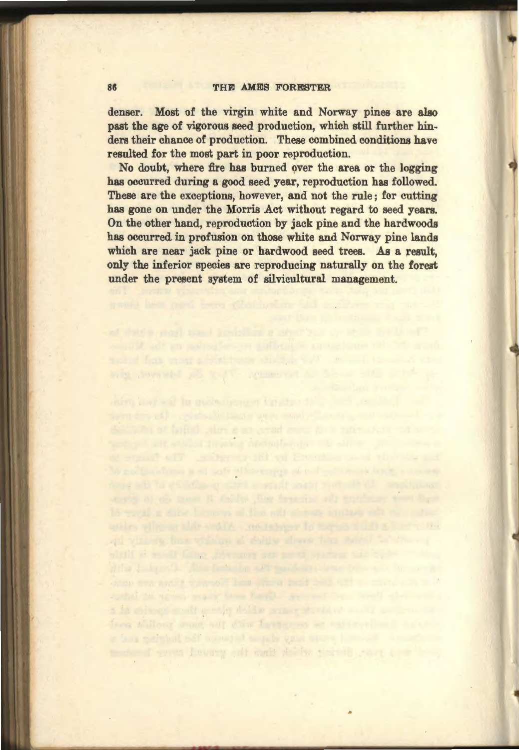denser. Most of the virgin white and Norway pines are also past the age of vigorous seed production, which still further hinders their chance of production. These combined conditions have resulted for the most part in poor reproduction.

No doubt, where fire has burned over the area or the logging has occurred during a good seed year, reproduction has followed. These are the exceptions, however, and not the rule; for cutting has gone on under the Morris Act without regard to seed years. On the other hand, reproduction by jack pine and the hardwoods has occurred in profusion on those white and Norway pine lands which are near jack pine or hardwood seed trees. As a result, only the inferior species are reproducing naturally on the forest under the present system of silvicultural management.